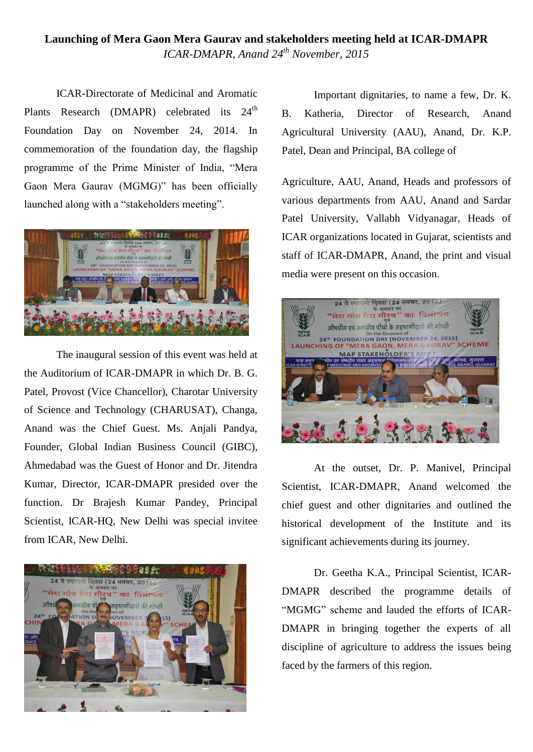# Launching of Mera Gaon Mera Gaurav and stakeholders meeting held at ICAR-DMAPR

*ICAR-DMAPR, Anand 24th November, 2015*

ICAR-Directorate of Medicinal and Aromatic Plants Research (DMAPR) celebrated its 24th Foundation Day on November 24, 2014. In commemoration of the foundation day, the flagship programme of the Prime Minister of India, "Mera Gaon Mera Gaurav (MGMG)" has been officially launched along with a "stakeholders meeting".

The inaugural session of this event was held at the Auditorium of ICAR-DMAPR in which Dr. B. G. Patel, Provost (Vice Chancellor), Charotar University of Science and Technology (CHARUSAT), Changa, Anand was the Chief Guest. Ms. Anjali Pandya, Founder, Global Indian Business Council (GIBC), Ahmedabad was the Guest of Honor and Dr. Jitendra Kumar, Director, ICAR-DMAPR presided over the function. Dr Brajesh Kumar Pandey, Principal Scientist, ICAR-HQ, New Delhi was special invitee from ICAR, New Delhi.

Important dignitaries, to name a few, Dr. K. B. Katheria, Director of Research, Anand Agricultural University (AAU), Anand, Dr. K.P. Patel, Dean and Principal, BA college of Agriculture, AAU, Anand, Heads and professors of various departments from AAU, Anand and Sardar Patel University, Vallabh Vidyanagar, Heads of ICAR organizations located in Gujarat, scientists and staff of ICAR-DMAPR, Anand, the print and visual media were present on this occasion.

At the outset, Dr. P. Manivel, Principal Scientist, ICAR-DMAPR, Anand welcomed the chief guest and other dignitaries and outlined the historical development of the Institute and its significant achievements during its journey.

Dr. Geetha K.A., Principal Scientist, ICAR-DMAPR described the programme details of "MGMG" scheme and lauded the efforts of ICAR-DMAPR in bringing together the experts of all discipline of agriculture to address the issues being faced by the farmers of this region.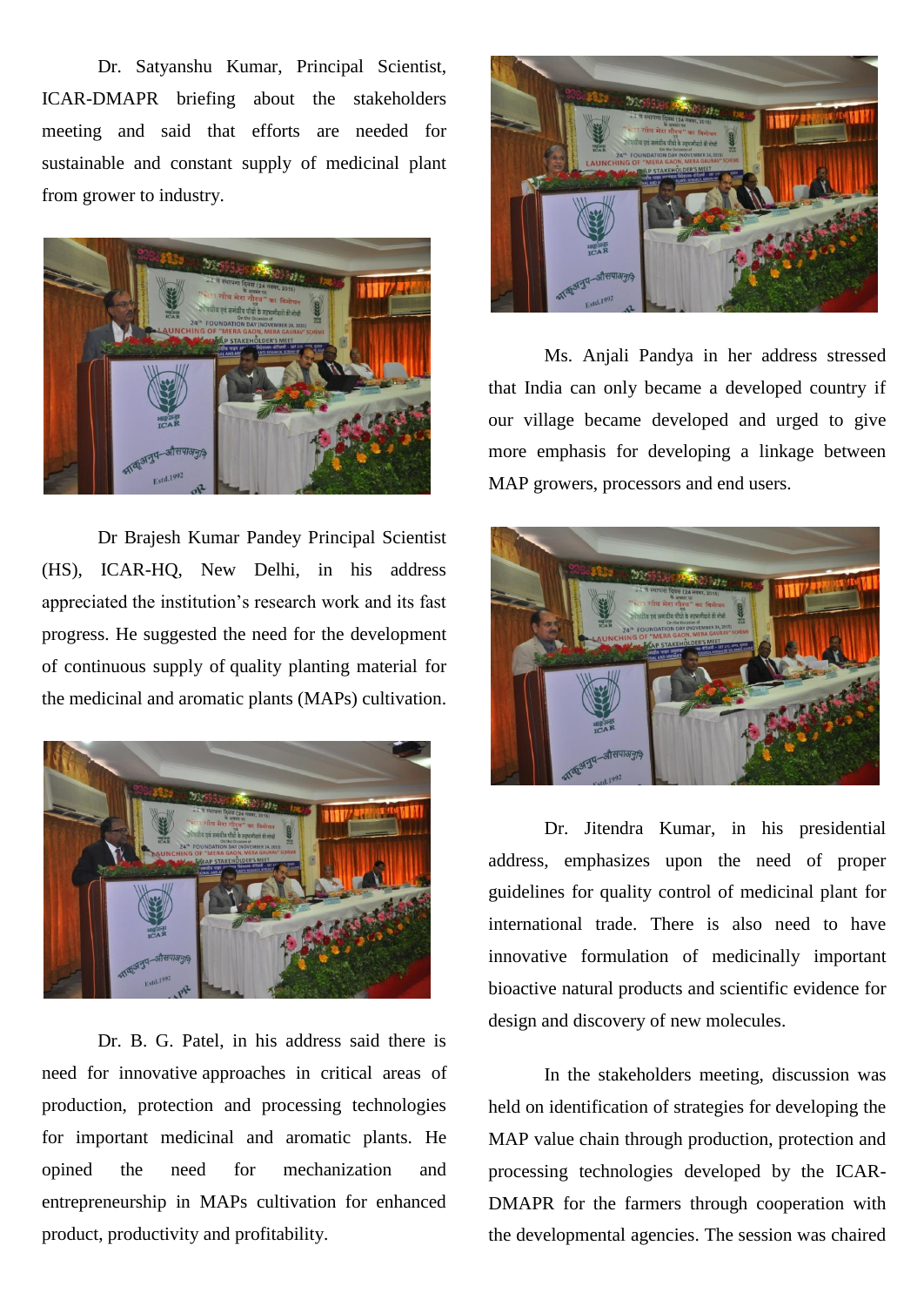Dr. Satyanshu Kumar, Principal Scientist, ICAR-DMAPR briefing about the stakeholders meeting and said that efforts are needed for sustainable and constant supply of medicinal plant from grower to industry.

Dr Brajesh Kumar Pandey Principal Scientist (HS), ICAR-HQ, New Delhi, in his address appreciated the institution's research work and its fast progress. He suggested the need for the development of continuous supply of quality planting material for the medicinal and aromatic plants (MAPs) cultivation.

Dr. B. G. Patel, in his address said there is need for innovative approaches in critical areas of production, protection and processing technologies for important medicinal and aromatic plants. He opined the need for mechanization and entrepreneurship in MAPs cultivation for enhanced product, productivity and profitability.

Ms. Anjali Pandya in her address stressed that India can only became a developed country if our village became developed and urged to give more emphasis for developing a linkage between MAP growers, processors and end users.

Dr. Jitendra Kumar, in his presidential address, emphasizes upon the need of proper guidelines for quality control of medicinal plant for international trade. There is also need to have innovative formulation of medicinally important bioactive natural products and scientific evidence for design and discovery of new molecules.

In the stakeholders meeting, discussion was held on identification of strategies for developing the MAP value chain through production, protection and processing technologies developed by the ICAR-DMAPR for the farmers through cooperation with the developmental agencies. The session was chaired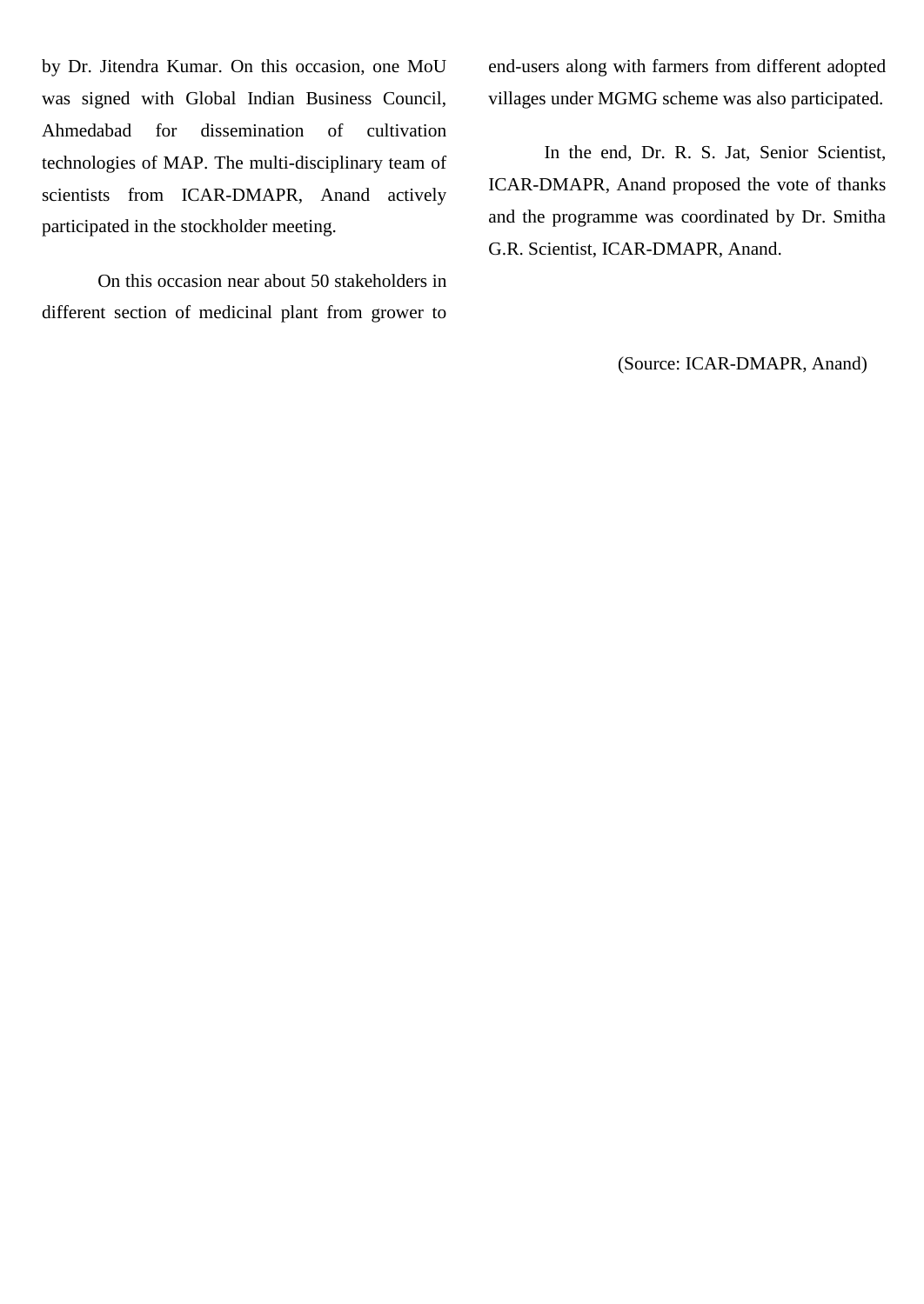by Dr. Jitendra Kumar. On this occasion, one MoU was signed with Global Indian Business Council, Ahmedabad for dissemination of cultivation technologies of MAP. The multi-disciplinary team of scientists from ICAR-DMAPR, Anand actively participated in the stockholder meeting.

On this occasion near about 50 stakeholders in different section of medicinal plant from grower to end-users along with farmers from different adopted villages under MGMG scheme was also participated.

In the end, Dr. R. S. Jat, Senior Scientist, ICAR-DMAPR, Anand proposed the vote of thanks and the programme was coordinated by Dr. Smitha G.R. Scientist, ICAR-DMAPR, Anand.

(Source: ICAR-DMAPR, Anand)